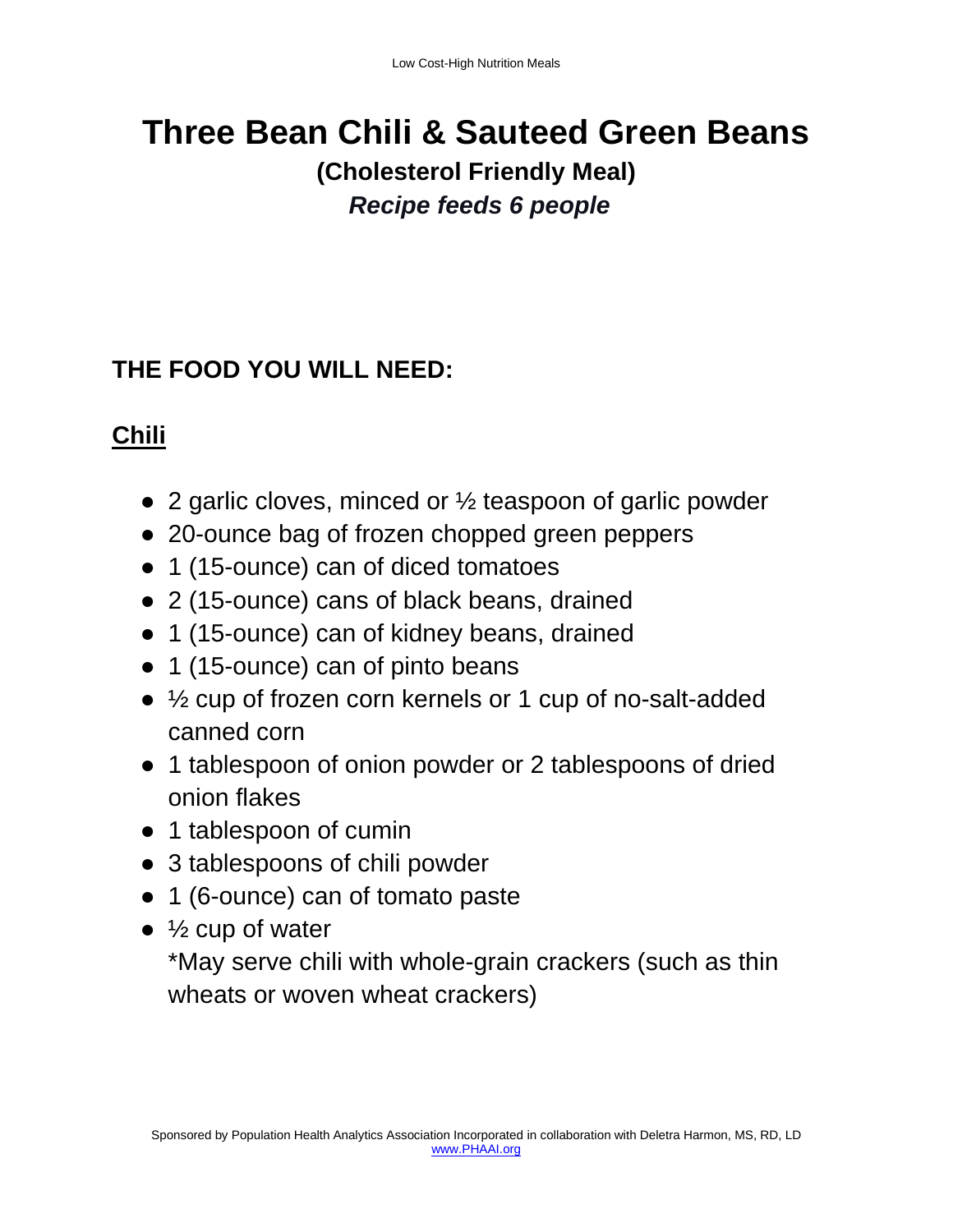# Three Bean Chili & Sauteed Green Beans

**(Cholesterol Friendly Meal)**

***Recipe feeds 6 people***

## THE FOOD YOU WILL NEED:

### Chili

- 2 garlic cloves, minced or ½ teaspoon of garlic powder
- 20-ounce bag of frozen chopped green peppers
- 1 (15-ounce) can of diced tomatoes
- 2 (15-ounce) cans of black beans, drained
- 1 (15-ounce) can of kidney beans, drained
- 1 (15-ounce) can of pinto beans
- ½ cup of frozen corn kernels or 1 cup of no-salt-added canned corn
- 1 tablespoon of onion powder or 2 tablespoons of dried onion flakes
- 1 tablespoon of cumin
- 3 tablespoons of chili powder
- 1 (6-ounce) can of tomato paste
- ½ cup of water

  *May serve chili with whole-grain crackers (such as thin wheats or woven wheat crackers)

Sponsored by Population Health Analytics Association Incorporated in collaboration with Deletra Harmon, MS, RD, LD
www.PHAAI.org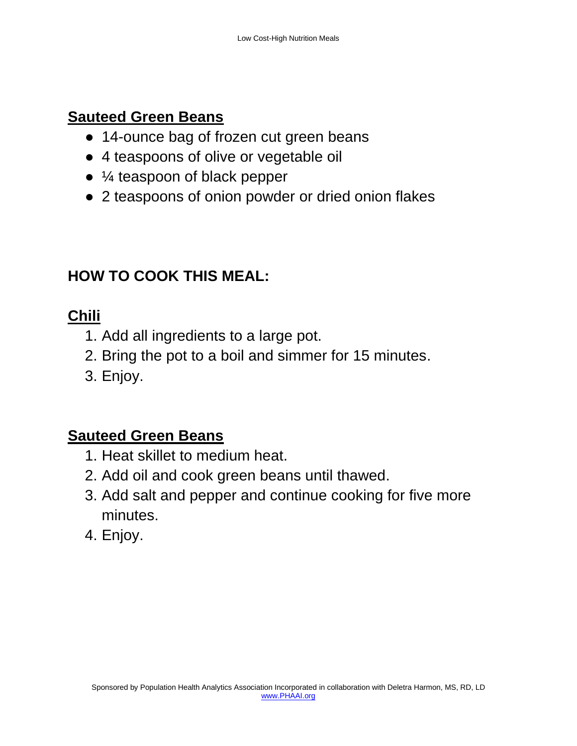## <u>Sauteed Green Beans</u>

- 14-ounce bag of frozen cut green beans
- 4 teaspoons of olive or vegetable oil
- ¼ teaspoon of black pepper
- 2 teaspoons of onion powder or dried onion flakes

## HOW TO COOK THIS MEAL:

## <u>Chili</u>

1. Add all ingredients to a large pot.
2. Bring the pot to a boil and simmer for 15 minutes.
3. Enjoy.

## <u>Sauteed Green Beans</u>

1. Heat skillet to medium heat.
2. Add oil and cook green beans until thawed.
3. Add salt and pepper and continue cooking for five more minutes.
4. Enjoy.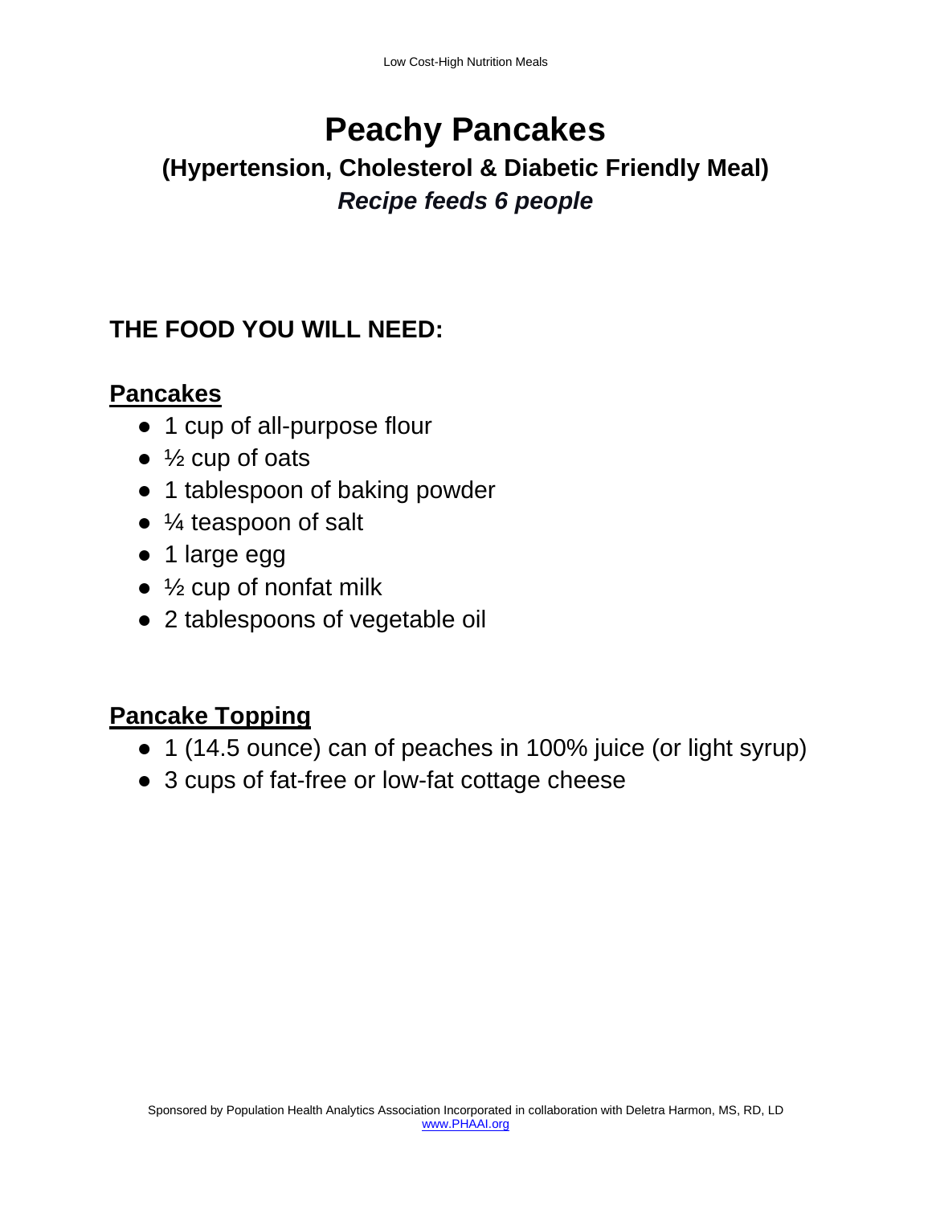# Peachy Pancakes

## (Hypertension, Cholesterol & Diabetic Friendly Meal)

## *Recipe feeds 6 people*

### THE FOOD YOU WILL NEED:

**Pancakes**

- 1 cup of all-purpose flour
- ½ cup of oats
- 1 tablespoon of baking powder
- ¼ teaspoon of salt
- 1 large egg
- ½ cup of nonfat milk
- 2 tablespoons of vegetable oil

**Pancake Topping**

- 1 (14.5 ounce) can of peaches in 100% juice (or light syrup)
- 3 cups of fat-free or low-fat cottage cheese

Sponsored by Population Health Analytics Association Incorporated in collaboration with Deletra Harmon, MS, RD, LD
www.PHAAI.org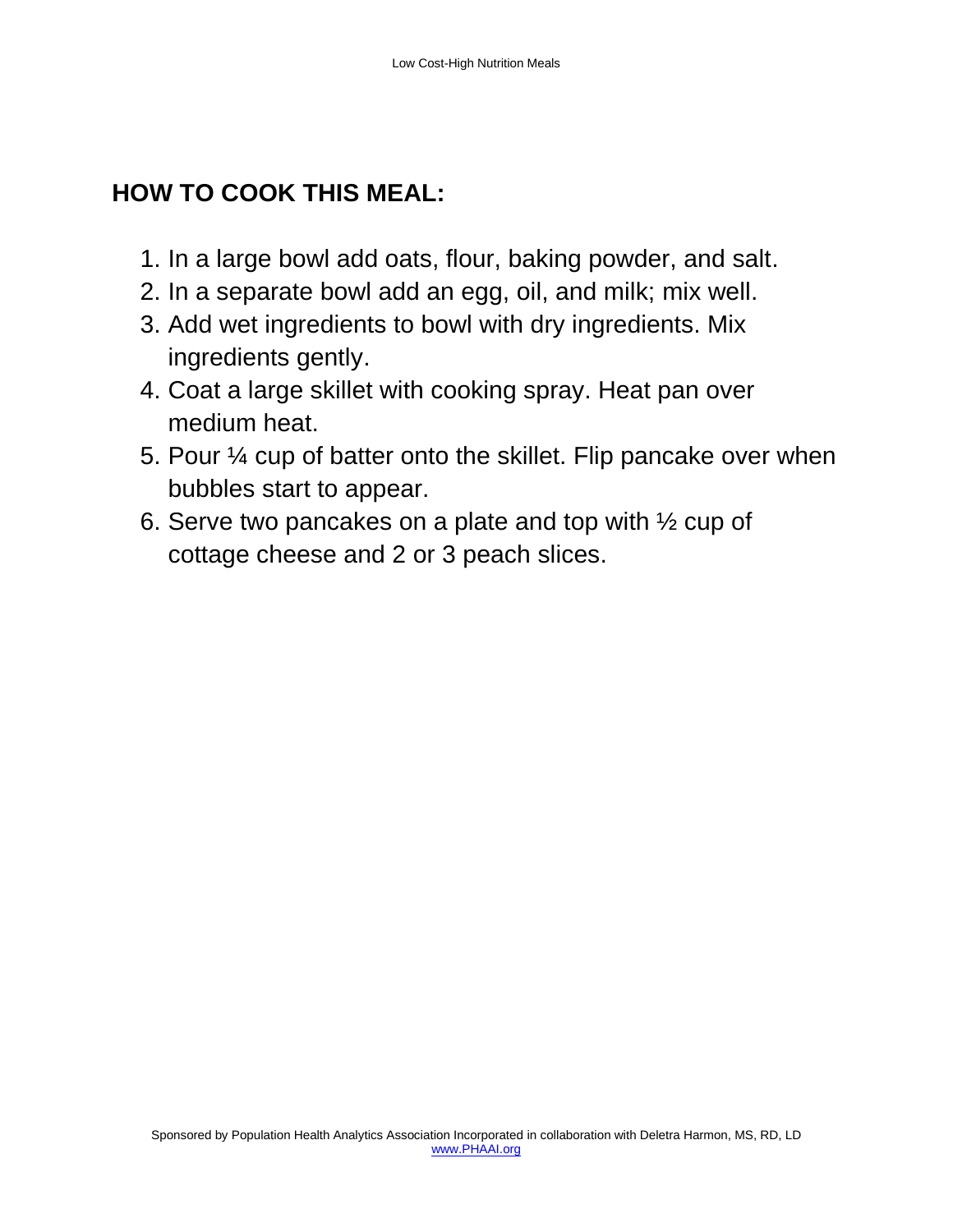## HOW TO COOK THIS MEAL:

1. In a large bowl add oats, flour, baking powder, and salt.
2. In a separate bowl add an egg, oil, and milk; mix well.
3. Add wet ingredients to bowl with dry ingredients. Mix ingredients gently.
4. Coat a large skillet with cooking spray. Heat pan over medium heat.
5. Pour ¼ cup of batter onto the skillet. Flip pancake over when bubbles start to appear.
6. Serve two pancakes on a plate and top with ½ cup of cottage cheese and 2 or 3 peach slices.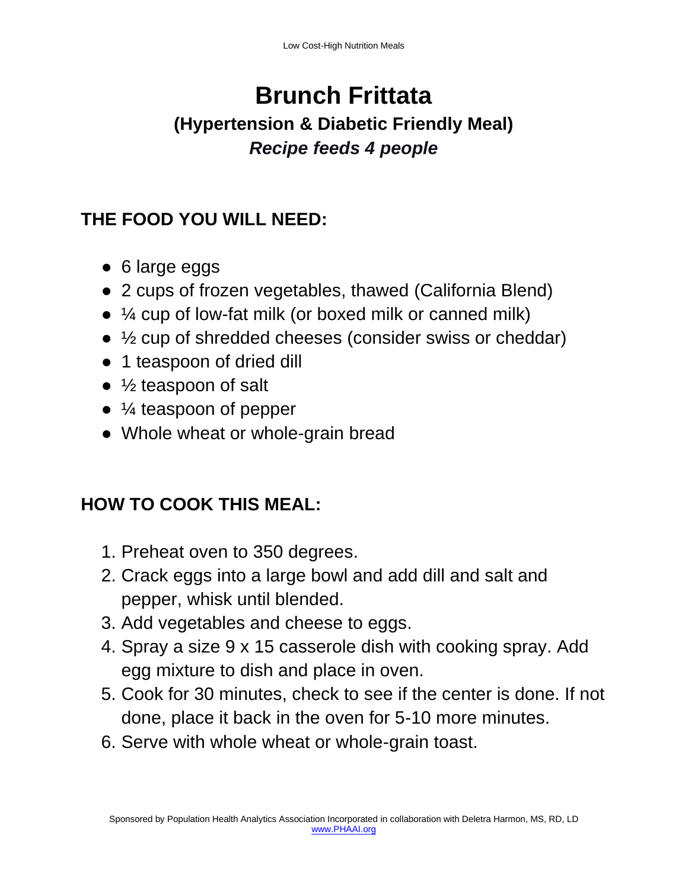# Brunch Frittata

## (Hypertension & Diabetic Friendly Meal)

***Recipe feeds 4 people***

## THE FOOD YOU WILL NEED:

- 6 large eggs
- 2 cups of frozen vegetables, thawed (California Blend)
- ¼ cup of low-fat milk (or boxed milk or canned milk)
- ½ cup of shredded cheeses (consider swiss or cheddar)
- 1 teaspoon of dried dill
- ½ teaspoon of salt
- ¼ teaspoon of pepper
- Whole wheat or whole-grain bread

## HOW TO COOK THIS MEAL:

1. Preheat oven to 350 degrees.
2. Crack eggs into a large bowl and add dill and salt and pepper, whisk until blended.
3. Add vegetables and cheese to eggs.
4. Spray a size 9 x 15 casserole dish with cooking spray. Add egg mixture to dish and place in oven.
5. Cook for 30 minutes, check to see if the center is done. If not done, place it back in the oven for 5-10 more minutes.
6. Serve with whole wheat or whole-grain toast.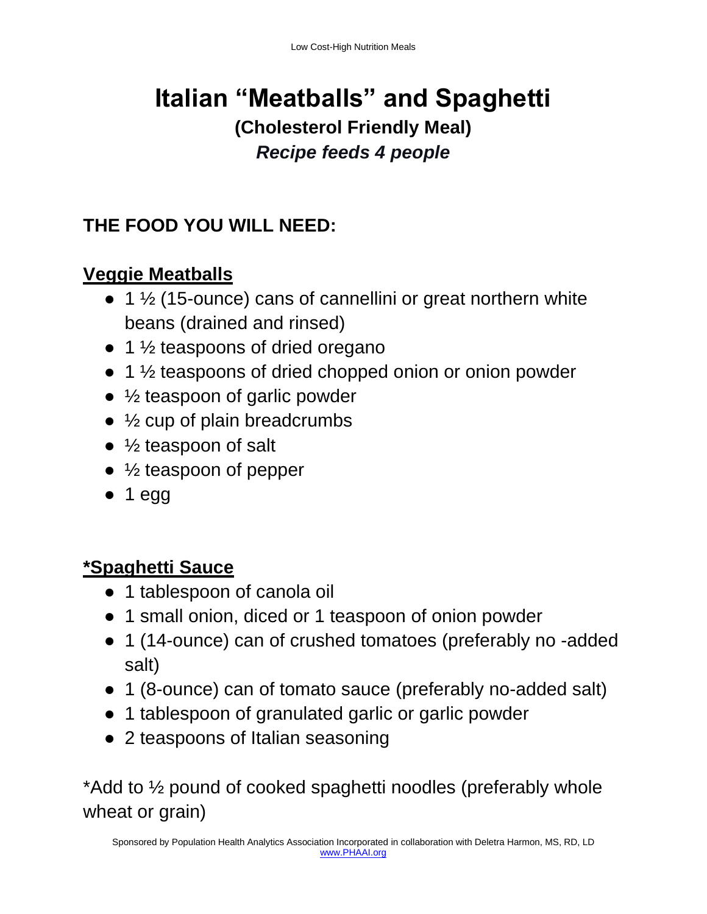# Italian “Meatballs” and Spaghetti

**(Cholesterol Friendly Meal)**

***Recipe feeds 4 people***

## THE FOOD YOU WILL NEED:

### Veggie Meatballs

- 1 ½ (15-ounce) cans of cannellini or great northern white beans (drained and rinsed)
- 1 ½ teaspoons of dried oregano
- 1 ½ teaspoons of dried chopped onion or onion powder
- ½ teaspoon of garlic powder
- ½ cup of plain breadcrumbs
- ½ teaspoon of salt
- ½ teaspoon of pepper
- 1 egg

### *Spaghetti Sauce

- 1 tablespoon of canola oil
- 1 small onion, diced or 1 teaspoon of onion powder
- 1 (14-ounce) can of crushed tomatoes (preferably no -added salt)
- 1 (8-ounce) can of tomato sauce (preferably no-added salt)
- 1 tablespoon of granulated garlic or garlic powder
- 2 teaspoons of Italian seasoning

*Add to ½ pound of cooked spaghetti noodles (preferably whole wheat or grain)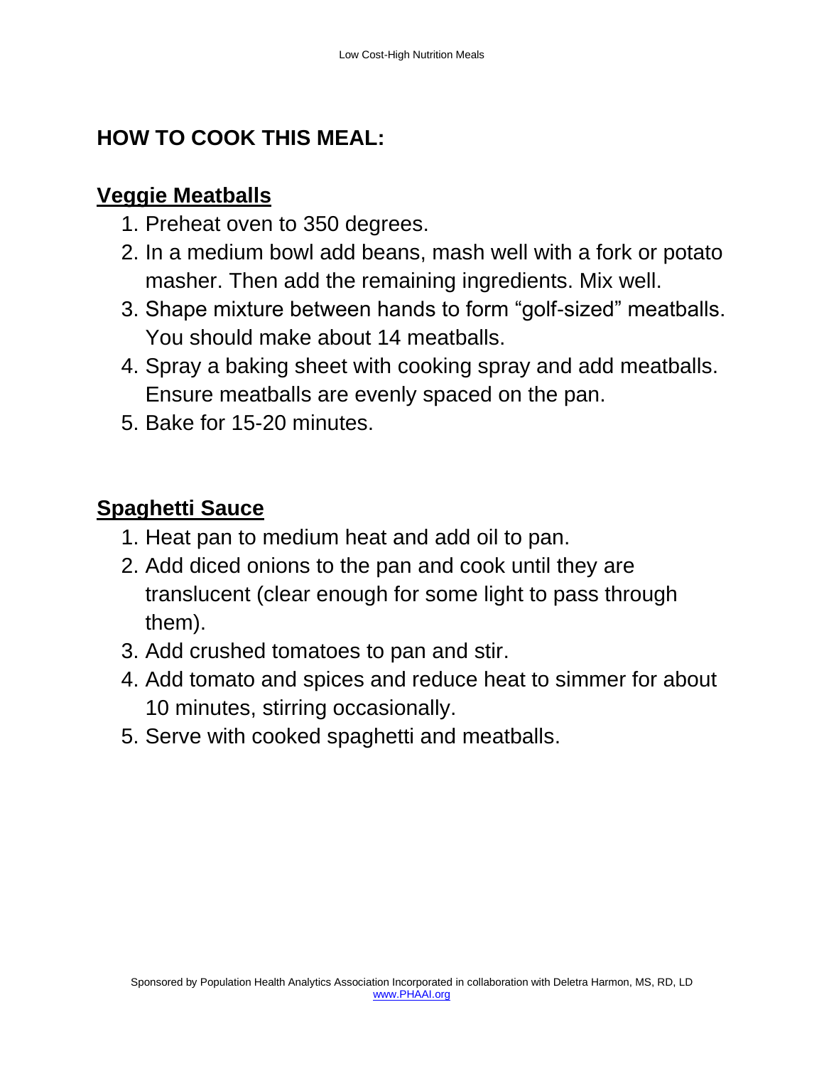## HOW TO COOK THIS MEAL:

### Veggie Meatballs

1. Preheat oven to 350 degrees.
2. In a medium bowl add beans, mash well with a fork or potato masher. Then add the remaining ingredients. Mix well.
3. Shape mixture between hands to form "golf-sized" meatballs. You should make about 14 meatballs.
4. Spray a baking sheet with cooking spray and add meatballs. Ensure meatballs are evenly spaced on the pan.
5. Bake for 15-20 minutes.

### Spaghetti Sauce

1. Heat pan to medium heat and add oil to pan.
2. Add diced onions to the pan and cook until they are translucent (clear enough for some light to pass through them).
3. Add crushed tomatoes to pan and stir.
4. Add tomato and spices and reduce heat to simmer for about 10 minutes, stirring occasionally.
5. Serve with cooked spaghetti and meatballs.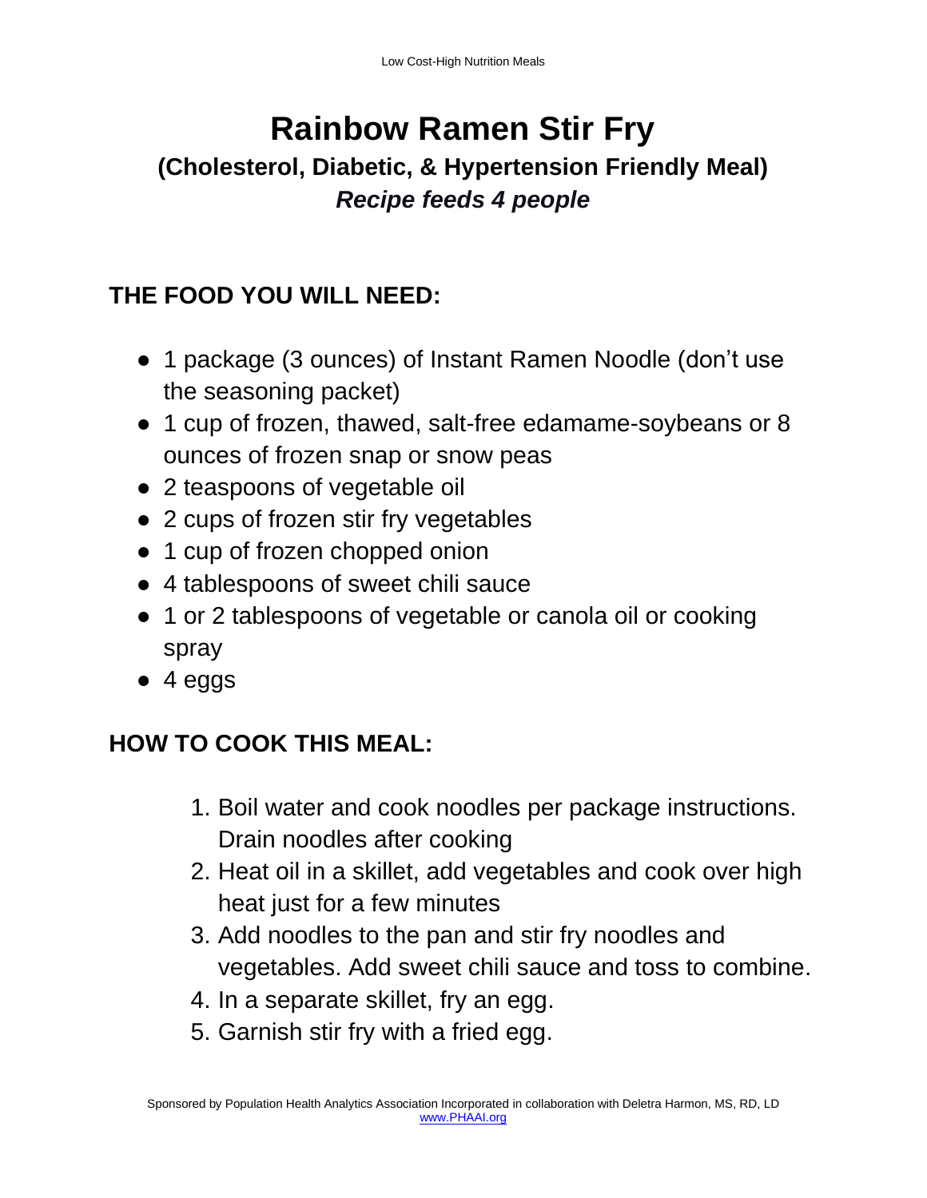# Rainbow Ramen Stir Fry

## (Cholesterol, Diabetic, & Hypertension Friendly Meal)

### *Recipe feeds 4 people*

## THE FOOD YOU WILL NEED:

- 1 package (3 ounces) of Instant Ramen Noodle (don't use the seasoning packet)
- 1 cup of frozen, thawed, salt-free edamame-soybeans or 8 ounces of frozen snap or snow peas
- 2 teaspoons of vegetable oil
- 2 cups of frozen stir fry vegetables
- 1 cup of frozen chopped onion
- 4 tablespoons of sweet chili sauce
- 1 or 2 tablespoons of vegetable or canola oil or cooking spray
- 4 eggs

## HOW TO COOK THIS MEAL:

1. Boil water and cook noodles per package instructions. Drain noodles after cooking
2. Heat oil in a skillet, add vegetables and cook over high heat just for a few minutes
3. Add noodles to the pan and stir fry noodles and vegetables. Add sweet chili sauce and toss to combine.
4. In a separate skillet, fry an egg.
5. Garnish stir fry with a fried egg.

Sponsored by Population Health Analytics Association Incorporated in collaboration with Deletra Harmon, MS, RD, LD
www.PHAAI.org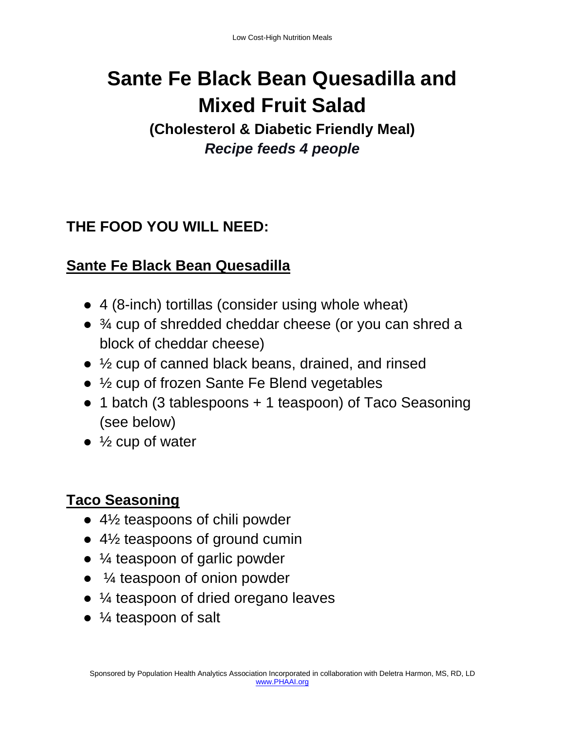# Sante Fe Black Bean Quesadilla and Mixed Fruit Salad

### (Cholesterol & Diabetic Friendly Meal)

### *Recipe feeds 4 people*

## THE FOOD YOU WILL NEED:

### Sante Fe Black Bean Quesadilla

- 4 (8-inch) tortillas (consider using whole wheat)
- ¾ cup of shredded cheddar cheese (or you can shred a block of cheddar cheese)
- ½ cup of canned black beans, drained, and rinsed
- ½ cup of frozen Sante Fe Blend vegetables
- 1 batch (3 tablespoons + 1 teaspoon) of Taco Seasoning (see below)
- ½ cup of water

### Taco Seasoning

- 4½ teaspoons of chili powder
- 4½ teaspoons of ground cumin
- ¼ teaspoon of garlic powder
- ¼ teaspoon of onion powder
- ¼ teaspoon of dried oregano leaves
- ¼ teaspoon of salt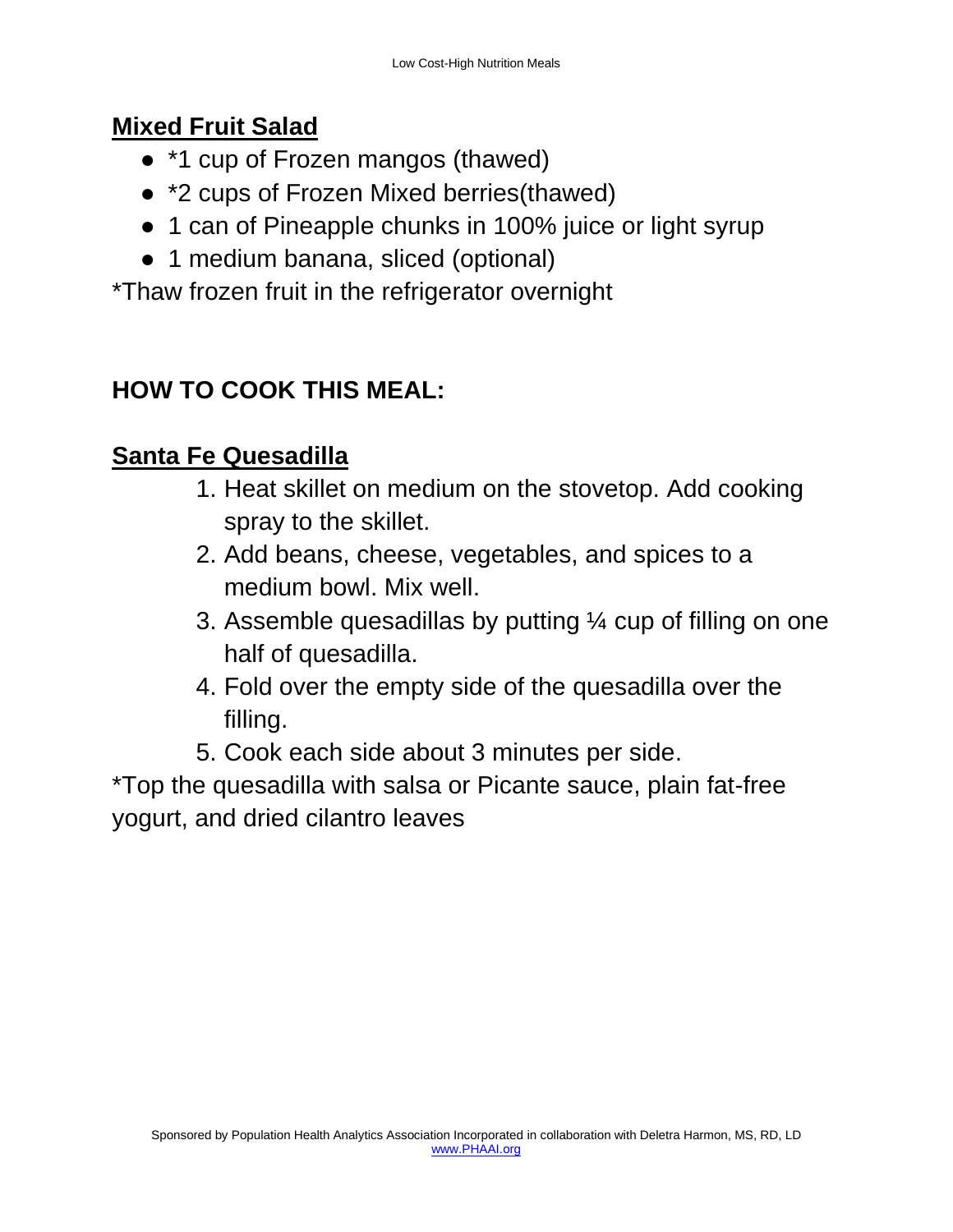## Mixed Fruit Salad

- *1 cup of Frozen mangos (thawed)
- *2 cups of Frozen Mixed berries(thawed)
- 1 can of Pineapple chunks in 100% juice or light syrup
- 1 medium banana, sliced (optional)

*Thaw frozen fruit in the refrigerator overnight

## HOW TO COOK THIS MEAL:

## Santa Fe Quesadilla

1. Heat skillet on medium on the stovetop. Add cooking spray to the skillet.
2. Add beans, cheese, vegetables, and spices to a medium bowl. Mix well.
3. Assemble quesadillas by putting ¼ cup of filling on one half of quesadilla.
4. Fold over the empty side of the quesadilla over the filling.
5. Cook each side about 3 minutes per side.

*Top the quesadilla with salsa or Picante sauce, plain fat-free yogurt, and dried cilantro leaves

Sponsored by Population Health Analytics Association Incorporated in collaboration with Deletra Harmon, MS, RD, LD
www.PHAAI.org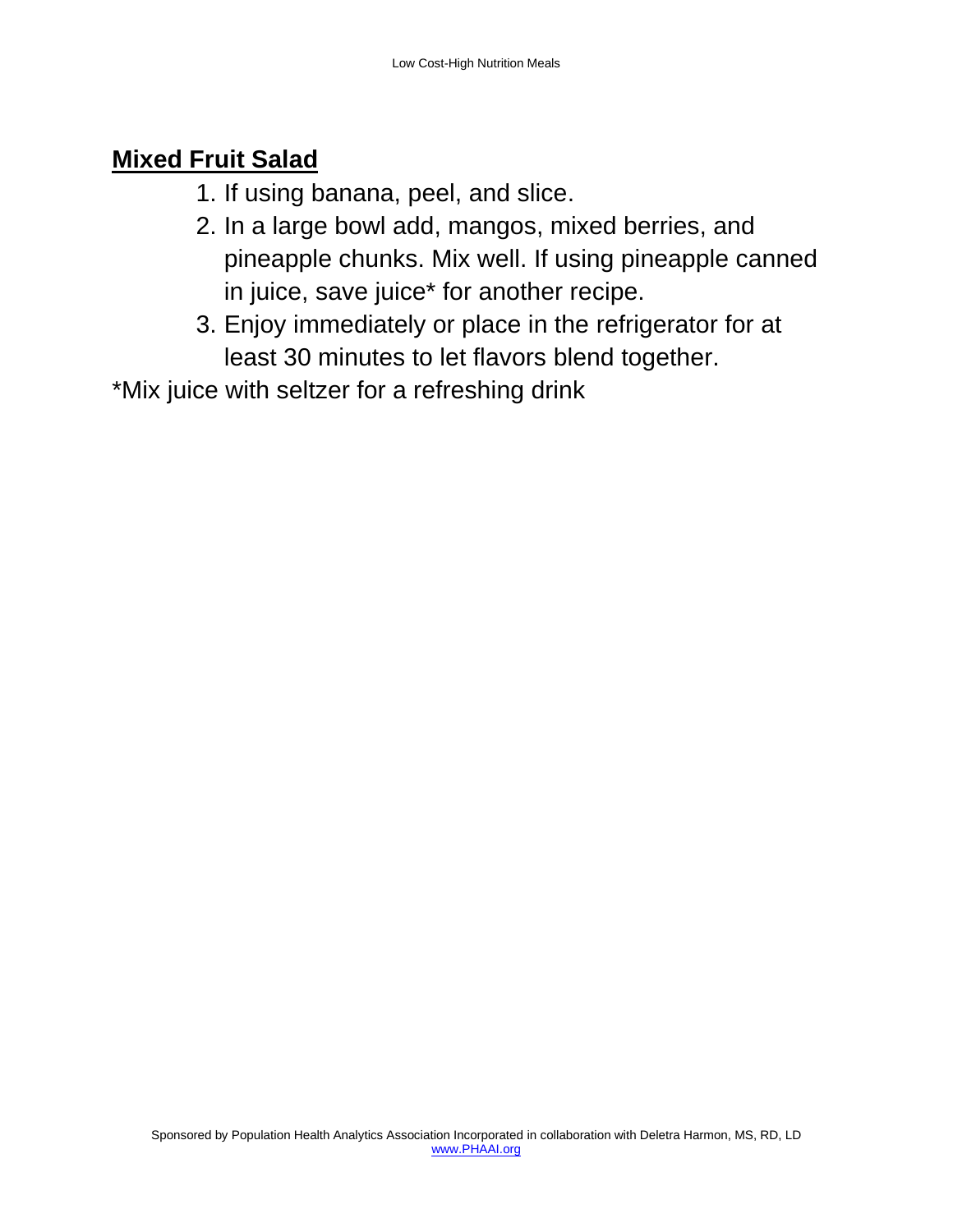## **Mixed Fruit Salad**

1. If using banana, peel, and slice.
2. In a large bowl add, mangos, mixed berries, and pineapple chunks. Mix well. If using pineapple canned in juice, save juice* for another recipe.
3. Enjoy immediately or place in the refrigerator for at least 30 minutes to let flavors blend together.

*Mix juice with seltzer for a refreshing drink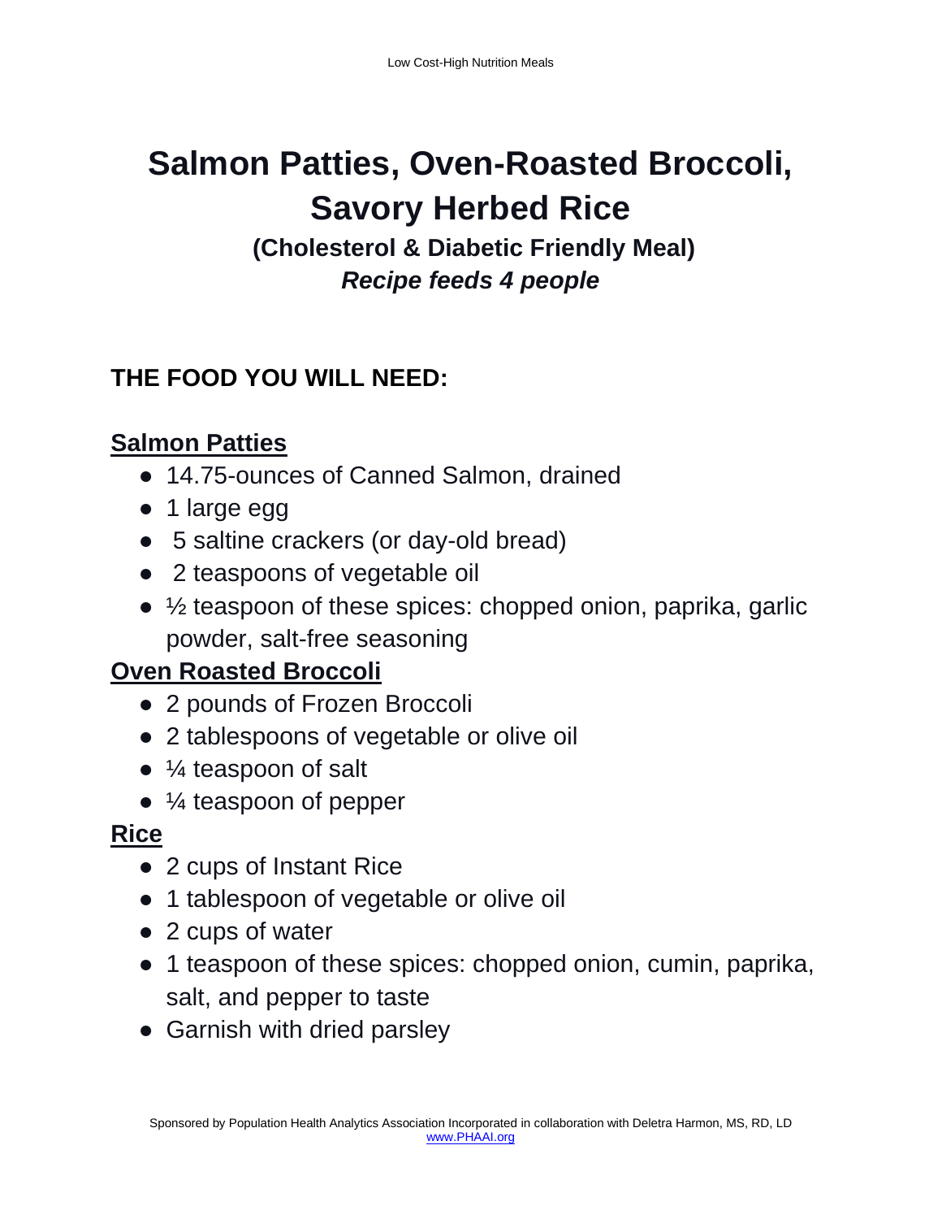# Salmon Patties, Oven-Roasted Broccoli, Savory Herbed Rice

**(Cholesterol & Diabetic Friendly Meal)**

***Recipe feeds 4 people***

## THE FOOD YOU WILL NEED:

### Salmon Patties

- 14.75-ounces of Canned Salmon, drained
- 1 large egg
- 5 saltine crackers (or day-old bread)
- 2 teaspoons of vegetable oil
- ½ teaspoon of these spices: chopped onion, paprika, garlic powder, salt-free seasoning

### Oven Roasted Broccoli

- 2 pounds of Frozen Broccoli
- 2 tablespoons of vegetable or olive oil
- ¼ teaspoon of salt
- ¼ teaspoon of pepper

### Rice

- 2 cups of Instant Rice
- 1 tablespoon of vegetable or olive oil
- 2 cups of water
- 1 teaspoon of these spices: chopped onion, cumin, paprika, salt, and pepper to taste
- Garnish with dried parsley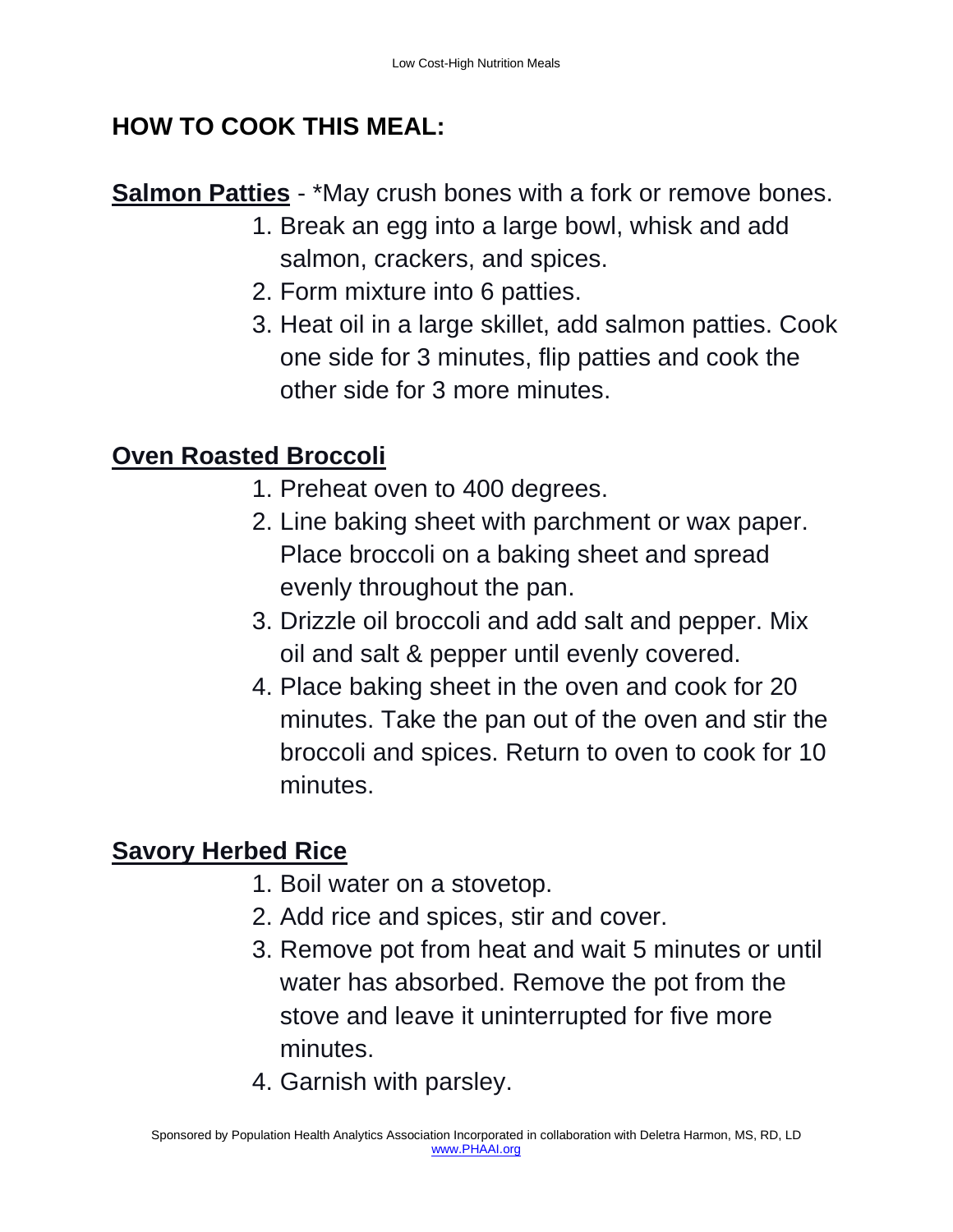# HOW TO COOK THIS MEAL:

**Salmon Patties** - *May crush bones with a fork or remove bones.

1. Break an egg into a large bowl, whisk and add salmon, crackers, and spices.
2. Form mixture into 6 patties.
3. Heat oil in a large skillet, add salmon patties. Cook one side for 3 minutes, flip patties and cook the other side for 3 more minutes.

## Oven Roasted Broccoli

1. Preheat oven to 400 degrees.
2. Line baking sheet with parchment or wax paper. Place broccoli on a baking sheet and spread evenly throughout the pan.
3. Drizzle oil broccoli and add salt and pepper. Mix oil and salt & pepper until evenly covered.
4. Place baking sheet in the oven and cook for 20 minutes. Take the pan out of the oven and stir the broccoli and spices. Return to oven to cook for 10 minutes.

## Savory Herbed Rice

1. Boil water on a stovetop.
2. Add rice and spices, stir and cover.
3. Remove pot from heat and wait 5 minutes or until water has absorbed. Remove the pot from the stove and leave it uninterrupted for five more minutes.
4. Garnish with parsley.

Sponsored by Population Health Analytics Association Incorporated in collaboration with Deletra Harmon, MS, RD, LD
www.PHAAI.org